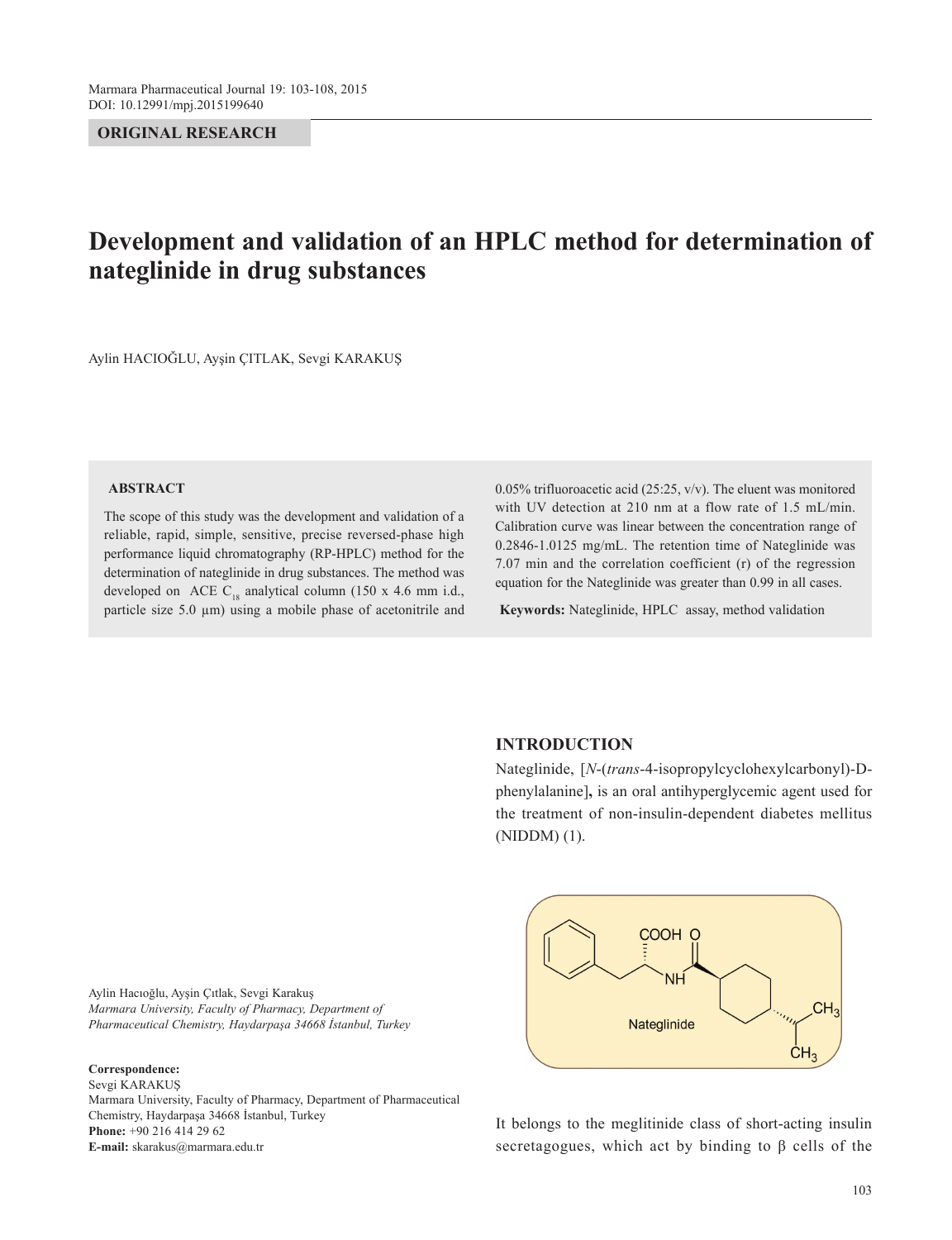**ORIGINAL RESEARCH**

# Development and validation of an HPLC method for determination of nateglinide in drug substances

Aylin HACIOĞLU, Ayşin ÇITLAK, Sevgi KARAKUŞ

## ABSTRACT

The scope of this study was the development and validation of a reliable, rapid, simple, sensitive, precise reversed-phase high performance liquid chromatography (RP-HPLC) method for the determination of nateglinide in drug substances. The method was developed on ACE $C_{18}$ analytical column (150 x 4.6 mm i.d., particle size 5.0 µm) using a mobile phase of acetonitrile and 0.05% trifluoroacetic acid (25:25, v/v). The eluent was monitored with UV detection at 210 nm at a flow rate of 1.5 mL/min. Calibration curve was linear between the concentration range of 0.2846-1.0125 mg/mL. The retention time of Nateglinide was 7.07 min and the correlation coefficient (r) of the regression equation for the Nateglinide was greater than 0.99 in all cases.

**Keywords:** Nateglinide, HPLC assay, method validation

Aylin Hacıoğlu, Ayşin Çıtlak, Sevgi Karakuş
*Marmara University, Faculty of Pharmacy, Department of Pharmaceutical Chemistry, Haydarpaşa 34668 İstanbul, Turkey*

**Correspondence:**
Sevgi KARAKUŞ
Marmara University, Faculty of Pharmacy, Department of Pharmaceutical Chemistry, Haydarpaşa 34668 İstanbul, Turkey
**Phone:** +90 216 414 29 62
**E-mail:** skarakus@marmara.edu.tr

## INTRODUCTION

Nateglinide, [*N*-(*trans*-4-isopropylcyclohexylcarbonyl)-D-phenylalanine]**,** is an oral antihyperglycemic agent used for the treatment of non-insulin-dependent diabetes mellitus (NIDDM) (1).

Nateglinide

It belongs to the meglitinide class of short-acting insulin secretagogues, which act by binding to β cells of the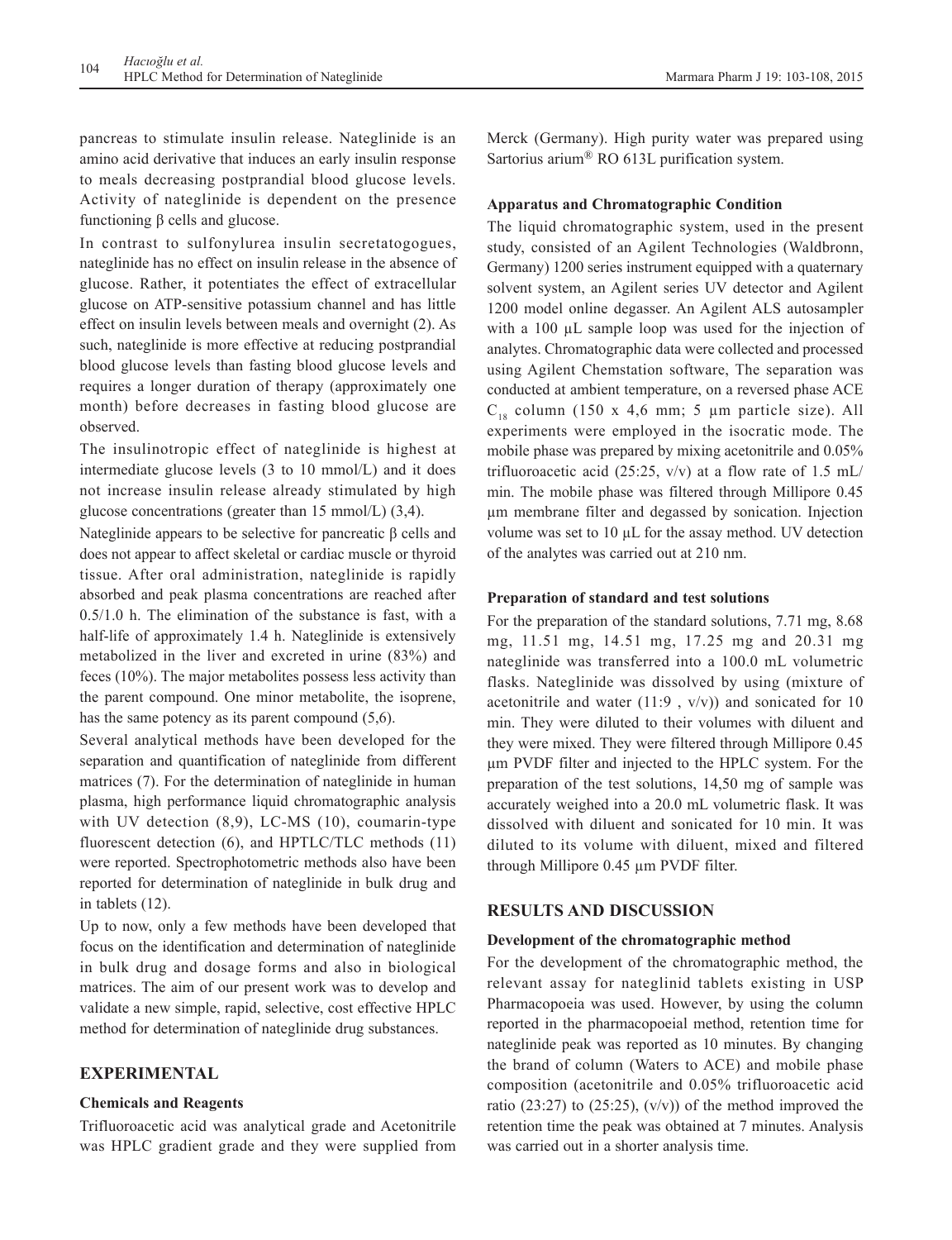pancreas to stimulate insulin release. Nateglinide is an amino acid derivative that induces an early insulin response to meals decreasing postprandial blood glucose levels. Activity of nateglinide is dependent on the presence functioning β cells and glucose.

In contrast to sulfonylurea insulin secretatogogues, nateglinide has no effect on insulin release in the absence of glucose. Rather, it potentiates the effect of extracellular glucose on ATP-sensitive potassium channel and has little effect on insulin levels between meals and overnight (2). As such, nateglinide is more effective at reducing postprandial blood glucose levels than fasting blood glucose levels and requires a longer duration of therapy (approximately one month) before decreases in fasting blood glucose are observed.

The insulinotropic effect of nateglinide is highest at intermediate glucose levels (3 to 10 mmol/L) and it does not increase insulin release already stimulated by high glucose concentrations (greater than 15 mmol/L) (3,4).

Nateglinide appears to be selective for pancreatic β cells and does not appear to affect skeletal or cardiac muscle or thyroid tissue. After oral administration, nateglinide is rapidly absorbed and peak plasma concentrations are reached after 0.5/1.0 h. The elimination of the substance is fast, with a half-life of approximately 1.4 h. Nateglinide is extensively metabolized in the liver and excreted in urine (83%) and feces (10%). The major metabolites possess less activity than the parent compound. One minor metabolite, the isoprene, has the same potency as its parent compound (5,6).

Several analytical methods have been developed for the separation and quantification of nateglinide from different matrices (7). For the determination of nateglinide in human plasma, high performance liquid chromatographic analysis with UV detection (8,9), LC-MS (10), coumarin-type fluorescent detection (6), and HPTLC/TLC methods (11) were reported. Spectrophotometric methods also have been reported for determination of nateglinide in bulk drug and in tablets (12).

Up to now, only a few methods have been developed that focus on the identification and determination of nateglinide in bulk drug and dosage forms and also in biological matrices. The aim of our present work was to develop and validate a new simple, rapid, selective, cost effective HPLC method for determination of nateglinide drug substances.

## EXPERIMENTAL

### Chemicals and Reagents

Trifluoroacetic acid was analytical grade and Acetonitrile was HPLC gradient grade and they were supplied from Merck (Germany). High purity water was prepared using Sartorius arium® RO 613L purification system.

### Apparatus and Chromatographic Condition

The liquid chromatographic system, used in the present study, consisted of an Agilent Technologies (Waldbronn, Germany) 1200 series instrument equipped with a quaternary solvent system, an Agilent series UV detector and Agilent 1200 model online degasser. An Agilent ALS autosampler with a 100 µL sample loop was used for the injection of analytes. Chromatographic data were collected and processed using Agilent Chemstation software, The separation was conducted at ambient temperature, on a reversed phase ACE $C_{18}$ column (150 x 4,6 mm; 5 µm particle size). All experiments were employed in the isocratic mode. The mobile phase was prepared by mixing acetonitrile and 0.05% trifluoroacetic acid (25:25, v/v) at a flow rate of 1.5 mL/min. The mobile phase was filtered through Millipore 0.45 µm membrane filter and degassed by sonication. Injection volume was set to 10 µL for the assay method. UV detection of the analytes was carried out at 210 nm.

### Preparation of standard and test solutions

For the preparation of the standard solutions, 7.71 mg, 8.68 mg, 11.51 mg, 14.51 mg, 17.25 mg and 20.31 mg nateglinide was transferred into a 100.0 mL volumetric flasks. Nateglinide was dissolved by using (mixture of acetonitrile and water (11:9 , v/v)) and sonicated for 10 min. They were diluted to their volumes with diluent and they were mixed. They were filtered through Millipore 0.45 µm PVDF filter and injected to the HPLC system. For the preparation of the test solutions, 14,50 mg of sample was accurately weighed into a 20.0 mL volumetric flask. It was dissolved with diluent and sonicated for 10 min. It was diluted to its volume with diluent, mixed and filtered through Millipore 0.45 µm PVDF filter.

## RESULTS AND DISCUSSION

### Development of the chromatographic method

For the development of the chromatographic method, the relevant assay for nateglinid tablets existing in USP Pharmacopoeia was used. However, by using the column reported in the pharmacopoeial method, retention time for nateglinide peak was reported as 10 minutes. By changing the brand of column (Waters to ACE) and mobile phase composition (acetonitrile and 0.05% trifluoroacetic acid ratio (23:27) to (25:25), (v/v)) of the method improved the retention time the peak was obtained at 7 minutes. Analysis was carried out in a shorter analysis time.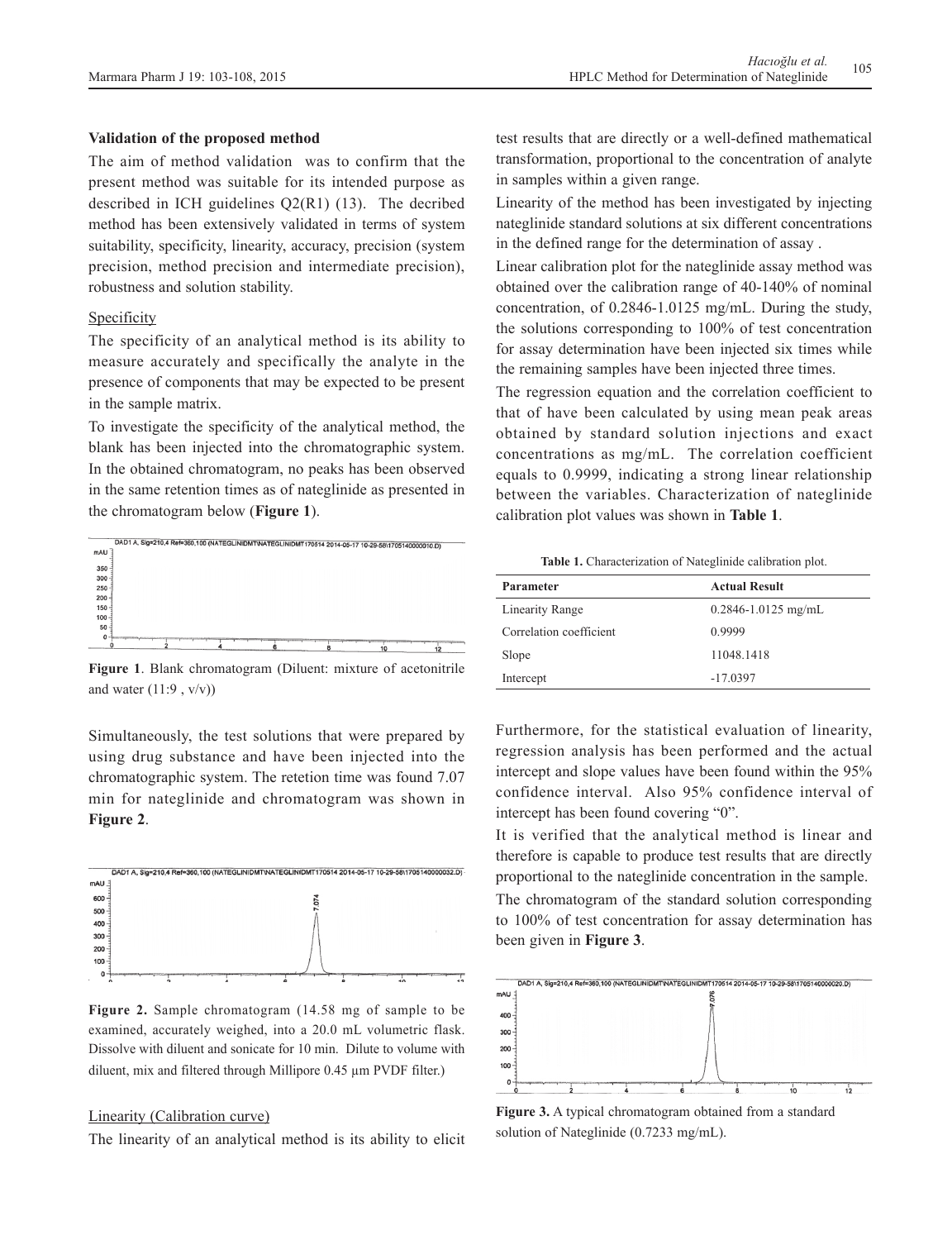### Validation of the proposed method

The aim of method validation was to confirm that the present method was suitable for its intended purpose as described in ICH guidelines Q2(R1) (13). The decribed method has been extensively validated in terms of system suitability, specificity, linearity, accuracy, precision (system precision, method precision and intermediate precision), robustness and solution stability.

#### Specificity

The specificity of an analytical method is its ability to measure accurately and specifically the analyte in the presence of components that may be expected to be present in the sample matrix.

To investigate the specificity of the analytical method, the blank has been injected into the chromatographic system. In the obtained chromatogram, no peaks has been observed in the same retention times as of nateglinide as presented in the chromatogram below (**Figure 1**).

**Figure 1**. Blank chromatogram (Diluent: mixture of acetonitrile and water (11:9 , v/v))

Simultaneously, the test solutions that were prepared by using drug substance and have been injected into the chromatographic system. The retetion time was found 7.07 min for nateglinide and chromatogram was shown in **Figure 2**.

**Figure 2.** Sample chromatogram (14.58 mg of sample to be examined, accurately weighed, into a 20.0 mL volumetric flask. Dissolve with diluent and sonicate for 10 min. Dilute to volume with diluent, mix and filtered through Millipore 0.45 µm PVDF filter.)

#### Linearity (Calibration curve)

The linearity of an analytical method is its ability to elicit test results that are directly or a well-defined mathematical transformation, proportional to the concentration of analyte in samples within a given range.

Linearity of the method has been investigated by injecting nateglinide standard solutions at six different concentrations in the defined range for the determination of assay .

Linear calibration plot for the nateglinide assay method was obtained over the calibration range of 40-140% of nominal concentration, of 0.2846-1.0125 mg/mL. During the study, the solutions corresponding to 100% of test concentration for assay determination have been injected six times while the remaining samples have been injected three times.

The regression equation and the correlation coefficient to that of have been calculated by using mean peak areas obtained by standard solution injections and exact concentrations as mg/mL. The correlation coefficient equals to 0.9999, indicating a strong linear relationship between the variables. Characterization of nateglinide calibration plot values was shown in **Table 1**.

**Table 1.** Characterization of Nateglinide calibration plot.

| Parameter | Actual Result |
|---|---|
| Linearity Range | 0.2846-1.0125 mg/mL |
| Correlation coefficient | 0.9999 |
| Slope | 11048.1418 |
| Intercept | -17.0397 |

Furthermore, for the statistical evaluation of linearity, regression analysis has been performed and the actual intercept and slope values have been found within the 95% confidence interval. Also 95% confidence interval of intercept has been found covering "0".

It is verified that the analytical method is linear and therefore is capable to produce test results that are directly proportional to the nateglinide concentration in the sample.

The chromatogram of the standard solution corresponding to 100% of test concentration for assay determination has been given in **Figure 3**.

**Figure 3.** A typical chromatogram obtained from a standard solution of Nateglinide (0.7233 mg/mL).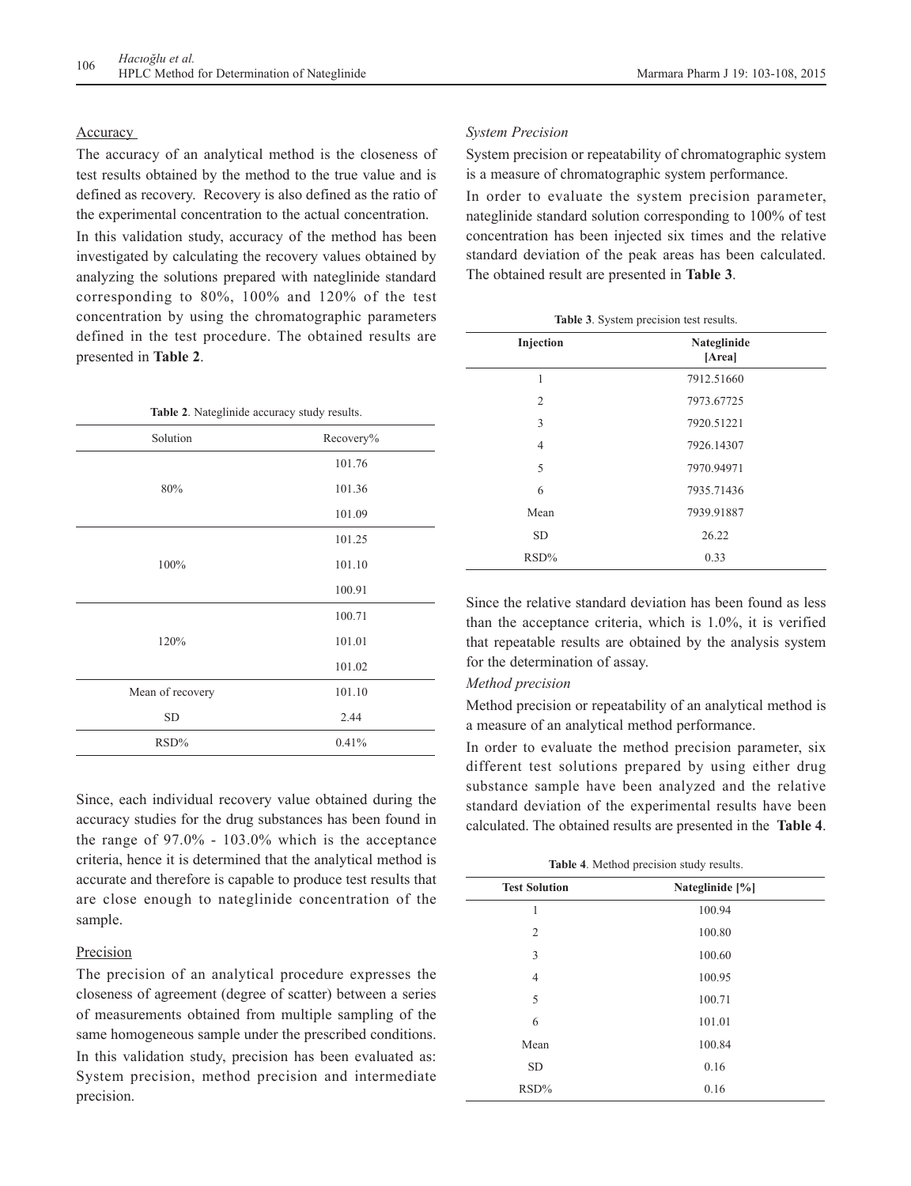### Accuracy

The accuracy of an analytical method is the closeness of test results obtained by the method to the true value and is defined as recovery. Recovery is also defined as the ratio of the experimental concentration to the actual concentration.

In this validation study, accuracy of the method has been investigated by calculating the recovery values obtained by analyzing the solutions prepared with nateglinide standard corresponding to 80%, 100% and 120% of the test concentration by using the chromatographic parameters defined in the test procedure. The obtained results are presented in **Table 2**.

**Table 2**. Nateglinide accuracy study results.

| Solution | Recovery% |
|---|---|
| 80% | 101.76 |
| | 101.36 |
| | 101.09 |
| 100% | 101.25 |
| | 101.10 |
| | 100.91 |
| 120% | 100.71 |
| | 101.01 |
| | 101.02 |
| Mean of recovery | 101.10 |
| SD | 2.44 |
| RSD% | 0.41% |

Since, each individual recovery value obtained during the accuracy studies for the drug substances has been found in the range of 97.0% - 103.0% which is the acceptance criteria, hence it is determined that the analytical method is accurate and therefore is capable to produce test results that are close enough to nateglinide concentration of the sample.

### Precision

The precision of an analytical procedure expresses the closeness of agreement (degree of scatter) between a series of measurements obtained from multiple sampling of the same homogeneous sample under the prescribed conditions.

In this validation study, precision has been evaluated as: System precision, method precision and intermediate precision.

#### *System Precision*

System precision or repeatability of chromatographic system is a measure of chromatographic system performance.

In order to evaluate the system precision parameter, nateglinide standard solution corresponding to 100% of test concentration has been injected six times and the relative standard deviation of the peak areas has been calculated. The obtained result are presented in **Table 3**.

**Table 3**. System precision test results.

| Injection | Nateglinide [Area] |
|---|---|
| 1 | 7912.51660 |
| 2 | 7973.67725 |
| 3 | 7920.51221 |
| 4 | 7926.14307 |
| 5 | 7970.94971 |
| 6 | 7935.71436 |
| Mean | 7939.91887 |
| SD | 26.22 |
| RSD% | 0.33 |

Since the relative standard deviation has been found as less than the acceptance criteria, which is 1.0%, it is verified that repeatable results are obtained by the analysis system for the determination of assay.

#### *Method precision*

Method precision or repeatability of an analytical method is a measure of an analytical method performance.

In order to evaluate the method precision parameter, six different test solutions prepared by using either drug substance sample have been analyzed and the relative standard deviation of the experimental results have been calculated. The obtained results are presented in the **Table 4**.

**Table 4**. Method precision study results.

| Test Solution | Nateglinide [%] |
|---|---|
| 1 | 100.94 |
| 2 | 100.80 |
| 3 | 100.60 |
| 4 | 100.95 |
| 5 | 100.71 |
| 6 | 101.01 |
| Mean | 100.84 |
| SD | 0.16 |
| RSD% | 0.16 |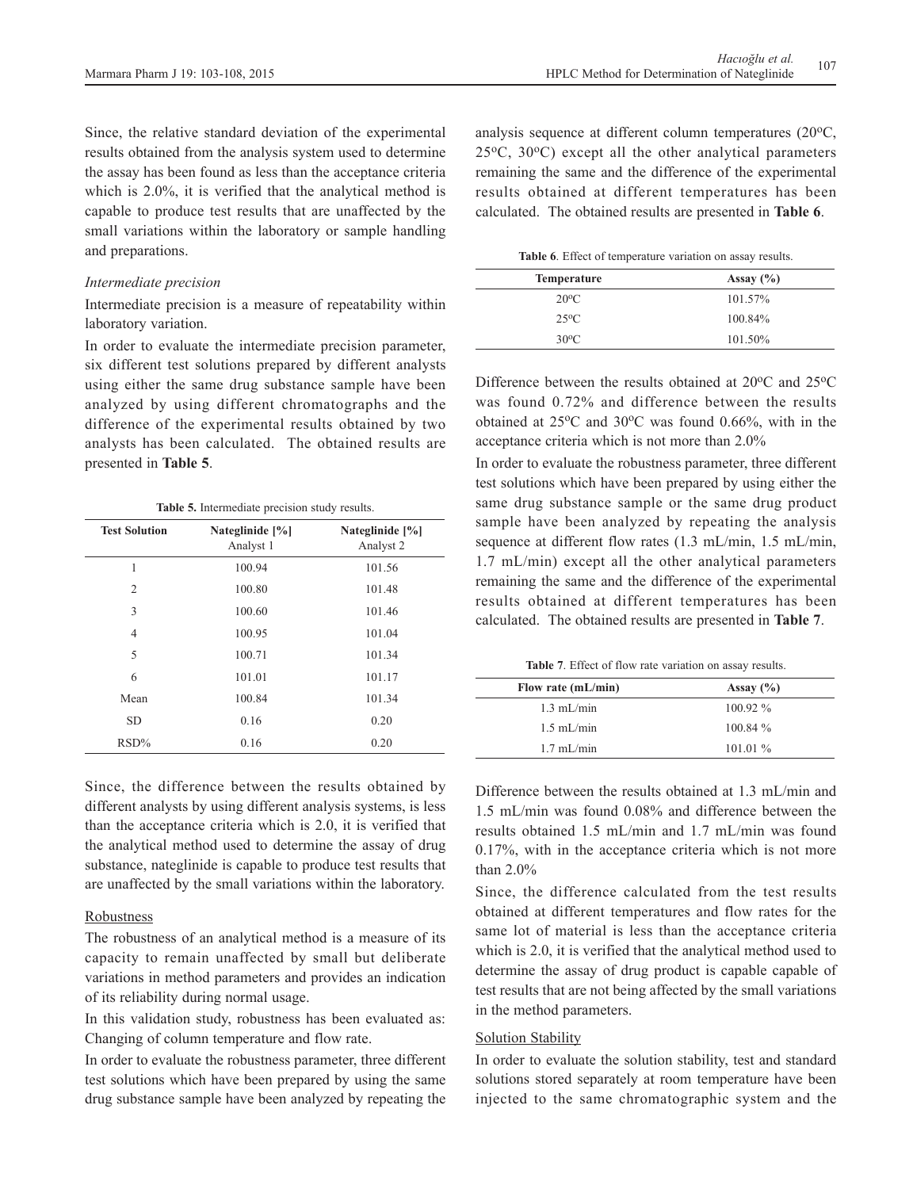Since, the relative standard deviation of the experimental results obtained from the analysis system used to determine the assay has been found as less than the acceptance criteria which is 2.0%, it is verified that the analytical method is capable to produce test results that are unaffected by the small variations within the laboratory or sample handling and preparations.

*Intermediate precision*

Intermediate precision is a measure of repeatability within laboratory variation.

In order to evaluate the intermediate precision parameter, six different test solutions prepared by different analysts using either the same drug substance sample have been analyzed by using different chromatographs and the difference of the experimental results obtained by two analysts has been calculated. The obtained results are presented in **Table 5**.

**Table 5.** Intermediate precision study results.

| Test Solution | Nateglinide [%] Analyst 1 | Nateglinide [%] Analyst 2 |
|---|---|---|
| 1 | 100.94 | 101.56 |
| 2 | 100.80 | 101.48 |
| 3 | 100.60 | 101.46 |
| 4 | 100.95 | 101.04 |
| 5 | 100.71 | 101.34 |
| 6 | 101.01 | 101.17 |
| Mean | 100.84 | 101.34 |
| SD | 0.16 | 0.20 |
| RSD% | 0.16 | 0.20 |

Since, the difference between the results obtained by different analysts by using different analysis systems, is less than the acceptance criteria which is 2.0, it is verified that the analytical method used to determine the assay of drug substance, nateglinide is capable to produce test results that are unaffected by the small variations within the laboratory.

## Robustness

The robustness of an analytical method is a measure of its capacity to remain unaffected by small but deliberate variations in method parameters and provides an indication of its reliability during normal usage.

In this validation study, robustness has been evaluated as: Changing of column temperature and flow rate.

In order to evaluate the robustness parameter, three different test solutions which have been prepared by using the same drug substance sample have been analyzed by repeating the analysis sequence at different column temperatures (20°C, 25°C, 30°C) except all the other analytical parameters remaining the same and the difference of the experimental results obtained at different temperatures has been calculated. The obtained results are presented in **Table 6**.

**Table 6**. Effect of temperature variation on assay results.

| Temperature | Assay (%) |
|---|---|
| 20°C | 101.57% |
| 25°C | 100.84% |
| 30°C | 101.50% |

Difference between the results obtained at 20°C and 25°C was found 0.72% and difference between the results obtained at 25°C and 30°C was found 0.66%, with in the acceptance criteria which is not more than 2.0%

In order to evaluate the robustness parameter, three different test solutions which have been prepared by using either the same drug substance sample or the same drug product sample have been analyzed by repeating the analysis sequence at different flow rates (1.3 mL/min, 1.5 mL/min, 1.7 mL/min) except all the other analytical parameters remaining the same and the difference of the experimental results obtained at different temperatures has been calculated. The obtained results are presented in **Table 7**.

**Table 7**. Effect of flow rate variation on assay results.

| Flow rate (mL/min) | Assay (%) |
|---|---|
| 1.3 mL/min | 100.92 % |
| 1.5 mL/min | 100.84 % |
| 1.7 mL/min | 101.01 % |

Difference between the results obtained at 1.3 mL/min and 1.5 mL/min was found 0.08% and difference between the results obtained 1.5 mL/min and 1.7 mL/min was found 0.17%, with in the acceptance criteria which is not more than 2.0%

Since, the difference calculated from the test results obtained at different temperatures and flow rates for the same lot of material is less than the acceptance criteria which is 2.0, it is verified that the analytical method used to determine the assay of drug product is capable capable of test results that are not being affected by the small variations in the method parameters.

## Solution Stability

In order to evaluate the solution stability, test and standard solutions stored separately at room temperature have been injected to the same chromatographic system and the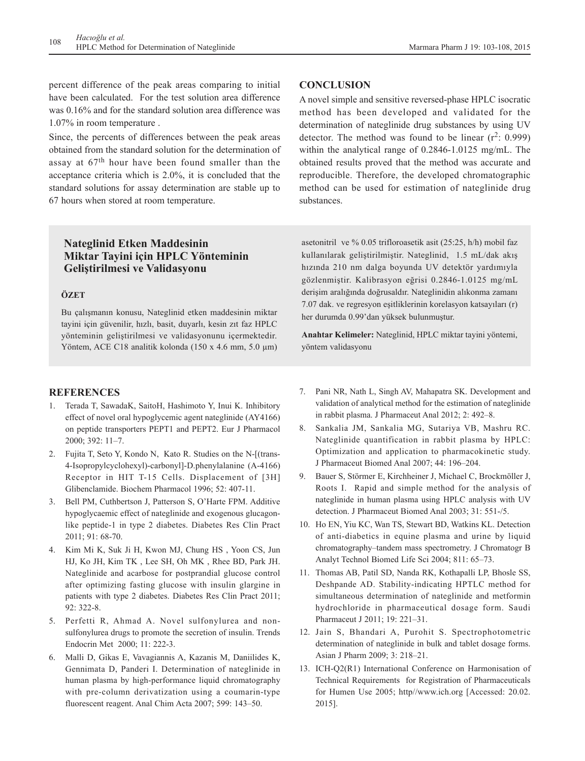percent difference of the peak areas comparing to initial have been calculated. For the test solution area difference was 0.16% and for the standard solution area difference was 1.07% in room temperature .

Since, the percents of differences between the peak areas obtained from the standard solution for the determination of assay at 67$^{th}$ hour have been found smaller than the acceptance criteria which is 2.0%, it is concluded that the standard solutions for assay determination are stable up to 67 hours when stored at room temperature.

## CONCLUSION

A novel simple and sensitive reversed-phase HPLC isocratic method has been developed and validated for the determination of nateglinide drug substances by using UV detector. The method was found to be linear ($r^2$: 0.999) within the analytical range of 0.2846-1.0125 mg/mL. The obtained results proved that the method was accurate and reproducible. Therefore, the developed chromatographic method can be used for estimation of nateglinide drug substances.

## Nateglinid Etken Maddesinin Miktar Tayini için HPLC Yönteminin Geliştirilmesi ve Validasyonu

### ÖZET

Bu çalışmanın konusu, Nateglinid etken maddesinin miktar tayini için güvenilir, hızlı, basit, duyarlı, kesin zıt faz HPLC yönteminin geliştirilmesi ve validasyonunu içermektedir. Yöntem, ACE C18 analitik kolonda (150 x 4.6 mm, 5.0 µm) asetonitril ve % 0.05 trifloroasetik asit (25:25, h/h) mobil faz kullanılarak geliştirilmiştir. Nateglinid, 1.5 mL/dak akış hızında 210 nm dalga boyunda UV detektör yardımıyla gözlenmiştir. Kalibrasyon eğrisi 0.2846-1.0125 mg/mL derişim aralığında doğrusaldır. Nateglinidin alıkonma zamanı 7.07 dak. ve regresyon eşitliklerinin korelasyon katsayıları (r) her durumda 0.99'dan yüksek bulunmuştur.

**Anahtar Kelimeler:** Nateglinid, HPLC miktar tayini yöntemi, yöntem validasyonu

## REFERENCES

1. Terada T, SawadaK, SaitoH, Hashimoto Y, Inui K. Inhibitory effect of novel oral hypoglycemic agent nateglinide (AY4166) on peptide transporters PEPT1 and PEPT2. Eur J Pharmacol 2000; 392: 11–7.
2. Fujita T, Seto Y, Kondo N, Kato R. Studies on the N-[(trans-4-Isopropylcyclohexyl)-carbonyl]-D.phenylalanine (A-4166) Receptor in HIT T-15 Cells. Displacement of [3H] Glibenclamide. Biochem Pharmacol 1996; 52: 407-11.
3. Bell PM, Cuthbertson J, Patterson S, O'Harte FPM. Additive hypoglycaemic effect of nateglinide and exogenous glucagon-like peptide-1 in type 2 diabetes. Diabetes Res Clin Pract 2011; 91: 68-70.
4. Kim Mi K, Suk Ji H, Kwon MJ, Chung HS , Yoon CS, Jun HJ, Ko JH, Kim TK , Lee SH, Oh MK , Rhee BD, Park JH. Nateglinide and acarbose for postprandial glucose control after optimizing fasting glucose with insulin glargine in patients with type 2 diabetes. Diabetes Res Clin Pract 2011; 92: 322-8.
5. Perfetti R, Ahmad A. Novel sulfonylurea and non-sulfonylurea drugs to promote the secretion of insulin. Trends Endocrin Met 2000; 11: 222-3.
6. Malli D, Gikas E, Vavagiannis A, Kazanis M, Daniilides K, Gennimata D, Panderi I. Determination of nateglinide in human plasma by high-performance liquid chromatography with pre-column derivatization using a coumarin-type fluorescent reagent. Anal Chim Acta 2007; 599: 143–50.
7. Pani NR, Nath L, Singh AV, Mahapatra SK. Development and validation of analytical method for the estimation of nateglinide in rabbit plasma. J Pharmaceut Anal 2012; 2: 492–8.
8. Sankalia JM, Sankalia MG, Sutariya VB, Mashru RC. Nateglinide quantification in rabbit plasma by HPLC: Optimization and application to pharmacokinetic study. J Pharmaceut Biomed Anal 2007; 44: 196–204.
9. Bauer S, Störmer E, Kirchheiner J, Michael C, Brockmöller J, Roots I. Rapid and simple method for the analysis of nateglinide in human plasma using HPLC analysis with UV detection. J Pharmaceut Biomed Anal 2003; 31: 551-/5.
10. Ho EN, Yiu KC, Wan TS, Stewart BD, Watkins KL. Detection of anti-diabetics in equine plasma and urine by liquid chromatography–tandem mass spectrometry. J Chromatogr B Analyt Technol Biomed Life Sci 2004; 811: 65–73.
11. Thomas AB, Patil SD, Nanda RK, Kothapalli LP, Bhosle SS, Deshpande AD. Stability-indicating HPTLC method for simultaneous determination of nateglinide and metformin hydrochloride in pharmaceutical dosage form. Saudi Pharmaceut J 2011; 19: 221–31.
12. Jain S, Bhandari A, Purohit S. Spectrophotometric determination of nateglinide in bulk and tablet dosage forms. Asian J Pharm 2009; 3: 218–21.
13. ICH-Q2(R1) International Conference on Harmonisation of Technical Requirements for Registration of Pharmaceuticals for Humen Use 2005; http//www.ich.org [Accessed: 20.02. 2015].